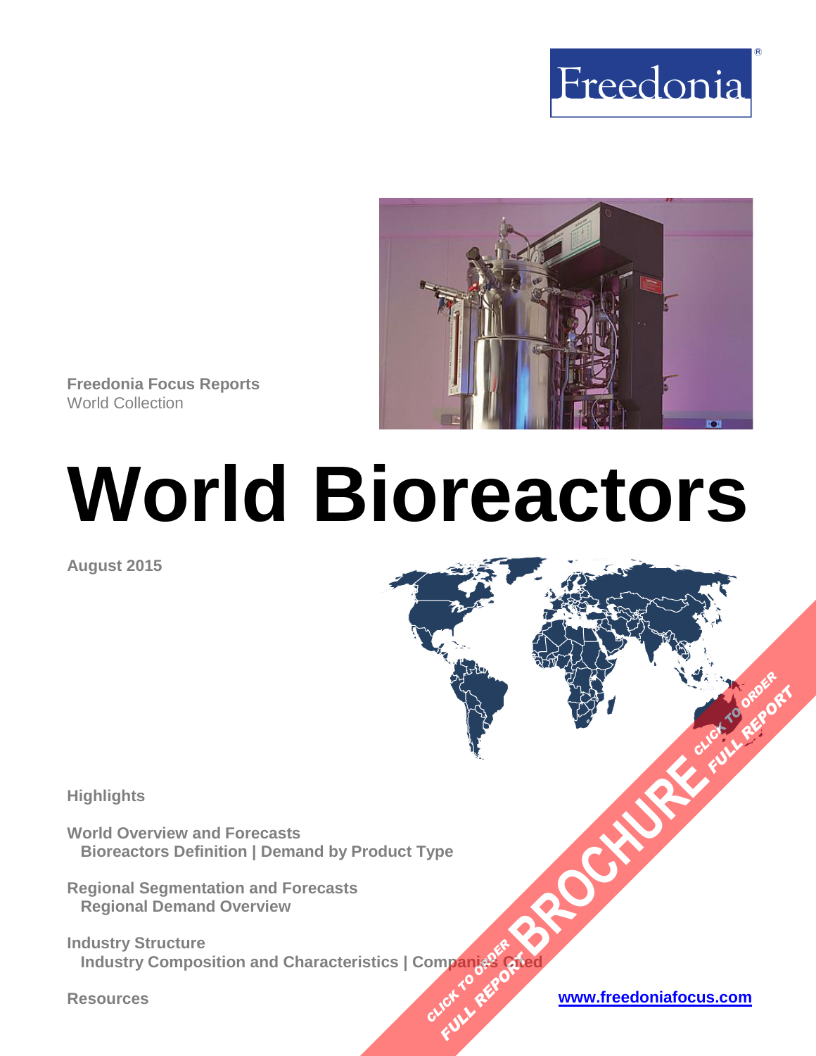Freedonia

Freedonia Focus Reports
World Collection

# World Bioreactors

August 2015

Highlights

**World Overview and Forecasts**
**Bioreactors Definition | Demand by Product Type**

**Regional Segmentation and Forecasts**
**Regional Demand Overview**

**Industry Structure**
**Industry Composition and Characteristics | Companies Cited**

Resources

www.freedoniafocus.com

CLICK TO ORDER FULL REPORT BROCHURE CLICK TO ORDER FULL REPORT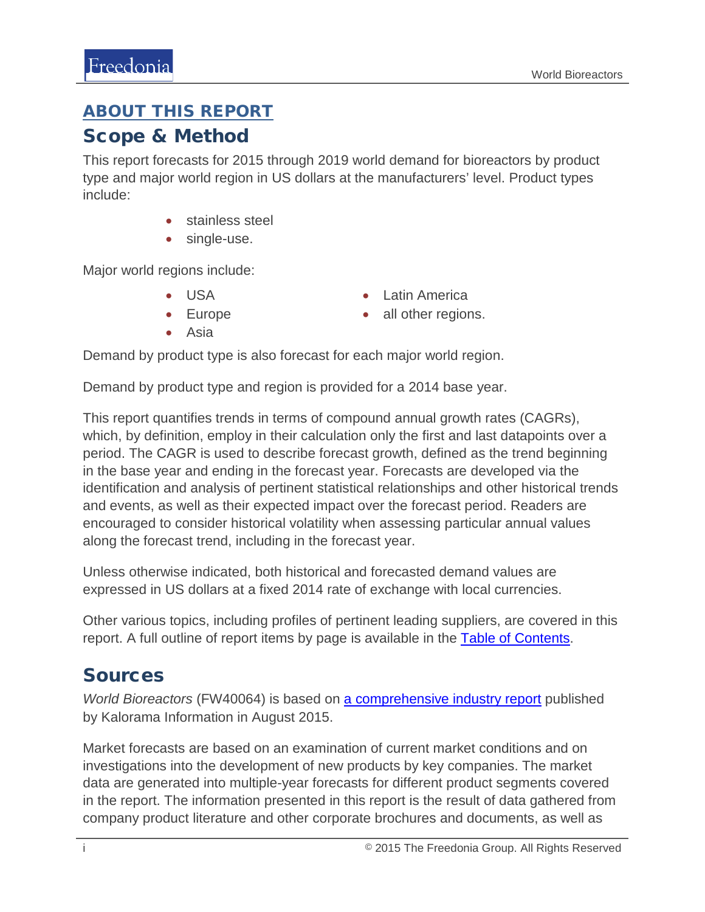## ABOUT THIS REPORT

## Scope & Method

This report forecasts for 2015 through 2019 world demand for bioreactors by product type and major world region in US dollars at the manufacturers' level. Product types include:

- stainless steel
- single-use.

Major world regions include:

- USA
- Europe
- Asia
- Latin America
- all other regions.

Demand by product type is also forecast for each major world region.

Demand by product type and region is provided for a 2014 base year.

This report quantifies trends in terms of compound annual growth rates (CAGRs), which, by definition, employ in their calculation only the first and last datapoints over a period. The CAGR is used to describe forecast growth, defined as the trend beginning in the base year and ending in the forecast year. Forecasts are developed via the identification and analysis of pertinent statistical relationships and other historical trends and events, as well as their expected impact over the forecast period. Readers are encouraged to consider historical volatility when assessing particular annual values along the forecast trend, including in the forecast year.

Unless otherwise indicated, both historical and forecasted demand values are expressed in US dollars at a fixed 2014 rate of exchange with local currencies.

Other various topics, including profiles of pertinent leading suppliers, are covered in this report. A full outline of report items by page is available in the Table of Contents.

## Sources

*World Bioreactors* (FW40064) is based on a comprehensive industry report published by Kalorama Information in August 2015.

Market forecasts are based on an examination of current market conditions and on investigations into the development of new products by key companies. The market data are generated into multiple-year forecasts for different product segments covered in the report. The information presented in this report is the result of data gathered from company product literature and other corporate brochures and documents, as well as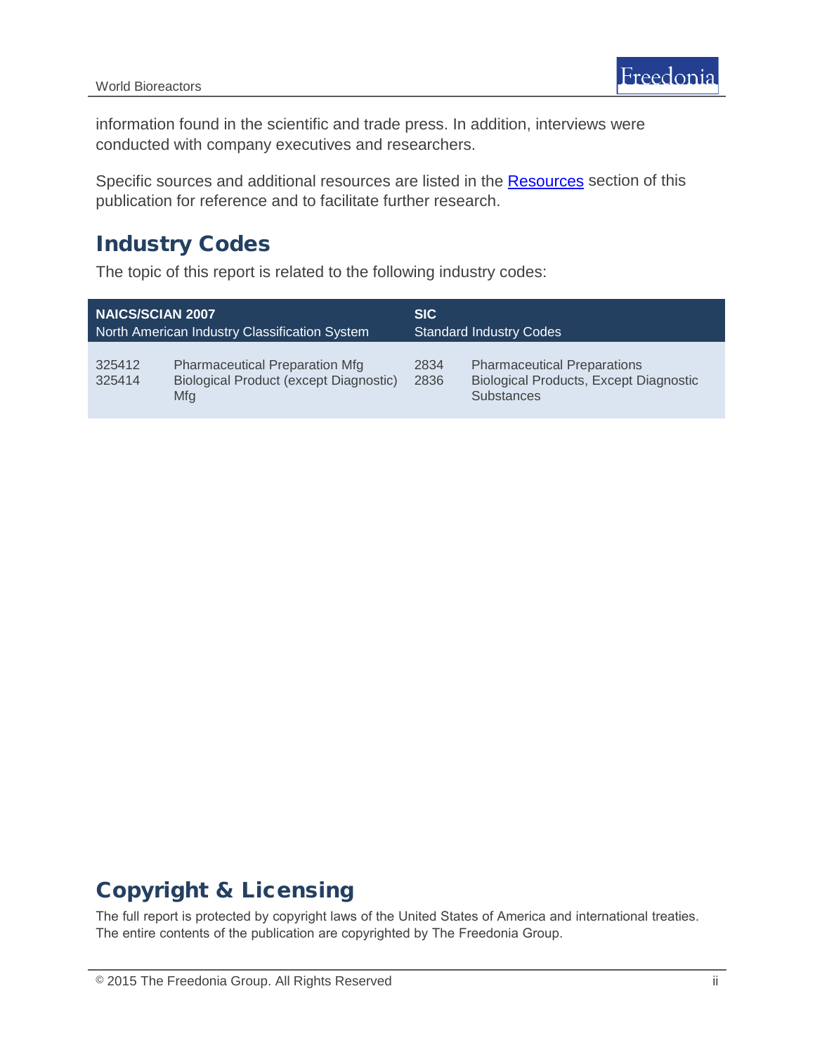information found in the scientific and trade press. In addition, interviews were conducted with company executives and researchers.

Specific sources and additional resources are listed in the Resources section of this publication for reference and to facilitate further research.

## Industry Codes

The topic of this report is related to the following industry codes:

| **NAICS/SCIAN 2007** North American Industry Classification System | | **SIC** Standard Industry Codes | |
|---|---|---|---|
| 325412 | Pharmaceutical Preparation Mfg | 2834 | Pharmaceutical Preparations |
| 325414 | Biological Product (except Diagnostic) Mfg | 2836 | Biological Products, Except Diagnostic Substances |

## Copyright & Licensing

The full report is protected by copyright laws of the United States of America and international treaties. The entire contents of the publication are copyrighted by The Freedonia Group.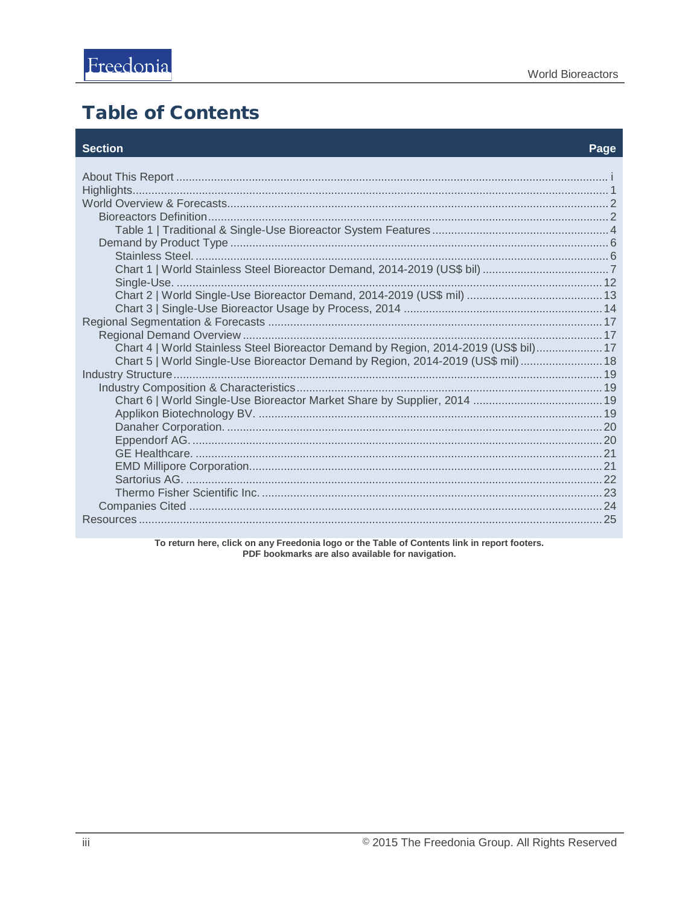# Table of Contents

| Section | Page |
|---|---|
| About This Report | i |
| Highlights | 1 |
| World Overview & Forecasts | 2 |
| Bioreactors Definition | 2 |
| Table 1 \| Traditional & Single-Use Bioreactor System Features | 4 |
| Demand by Product Type | 6 |
| Stainless Steel. | 6 |
| Chart 1 \| World Stainless Steel Bioreactor Demand, 2014-2019 (US$ bil) | 7 |
| Single-Use. | 12 |
| Chart 2 \| World Single-Use Bioreactor Demand, 2014-2019 (US$ mil) | 13 |
| Chart 3 \| Single-Use Bioreactor Usage by Process, 2014 | 14 |
| Regional Segmentation & Forecasts | 17 |
| Regional Demand Overview | 17 |
| Chart 4 \| World Stainless Steel Bioreactor Demand by Region, 2014-2019 (US$ bil) | 17 |
| Chart 5 \| World Single-Use Bioreactor Demand by Region, 2014-2019 (US$ mil) | 18 |
| Industry Structure | 19 |
| Industry Composition & Characteristics | 19 |
| Chart 6 \| World Single-Use Bioreactor Market Share by Supplier, 2014 | 19 |
| Applikon Biotechnology BV. | 19 |
| Danaher Corporation. | 20 |
| Eppendorf AG. | 20 |
| GE Healthcare. | 21 |
| EMD Millipore Corporation. | 21 |
| Sartorius AG. | 22 |
| Thermo Fisher Scientific Inc. | 23 |
| Companies Cited | 24 |
| Resources | 25 |

**To return here, click on any Freedonia logo or the Table of Contents link in report footers.**
**PDF bookmarks are also available for navigation.**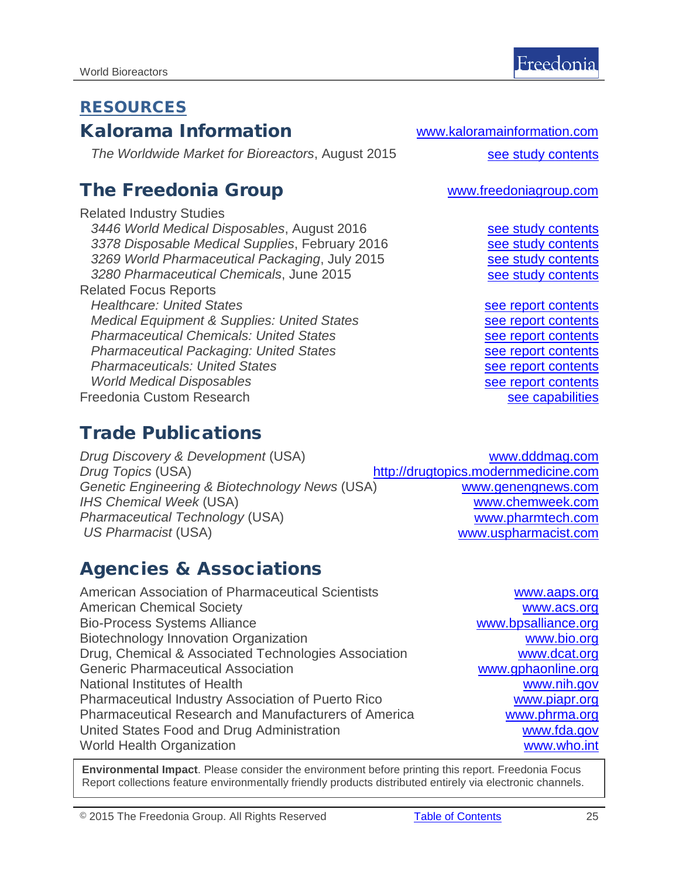# RESOURCES

## Kalorama Information

www.kaloramainformation.com

*The Worldwide Market for Bioreactors*, August 2015 — see study contents

## The Freedonia Group

www.freedoniagroup.com

Related Industry Studies

- *3446 World Medical Disposables*, August 2016 — see study contents
- *3378 Disposable Medical Supplies*, February 2016 — see study contents
- *3269 World Pharmaceutical Packaging*, July 2015 — see study contents
- *3280 Pharmaceutical Chemicals*, June 2015 — see study contents

Related Focus Reports

- *Healthcare: United States* — see report contents
- *Medical Equipment & Supplies: United States* — see report contents
- *Pharmaceutical Chemicals: United States* — see report contents
- *Pharmaceutical Packaging: United States* — see report contents
- *Pharmaceuticals: United States* — see report contents
- *World Medical Disposables* — see report contents

Freedonia Custom Research — see capabilities

## Trade Publications

| | |
|---|---|
| *Drug Discovery & Development* (USA) | www.dddmag.com |
| *Drug Topics* (USA) | http://drugtopics.modernmedicine.com |
| *Genetic Engineering & Biotechnology News* (USA) | www.genengnews.com |
| *IHS Chemical Week* (USA) | www.chemweek.com |
| *Pharmaceutical Technology* (USA) | www.pharmtech.com |
| *US Pharmacist* (USA) | www.uspharmacist.com |

## Agencies & Associations

| | |
|---|---|
| American Association of Pharmaceutical Scientists | www.aaps.org |
| American Chemical Society | www.acs.org |
| Bio-Process Systems Alliance | www.bpsalliance.org |
| Biotechnology Innovation Organization | www.bio.org |
| Drug, Chemical & Associated Technologies Association | www.dcat.org |
| Generic Pharmaceutical Association | www.gphaonline.org |
| National Institutes of Health | www.nih.gov |
| Pharmaceutical Industry Association of Puerto Rico | www.piapr.org |
| Pharmaceutical Research and Manufacturers of America | www.phrma.org |
| United States Food and Drug Administration | www.fda.gov |
| World Health Organization | www.who.int |

**Environmental Impact**. Please consider the environment before printing this report. Freedonia Focus Report collections feature environmentally friendly products distributed entirely via electronic channels.